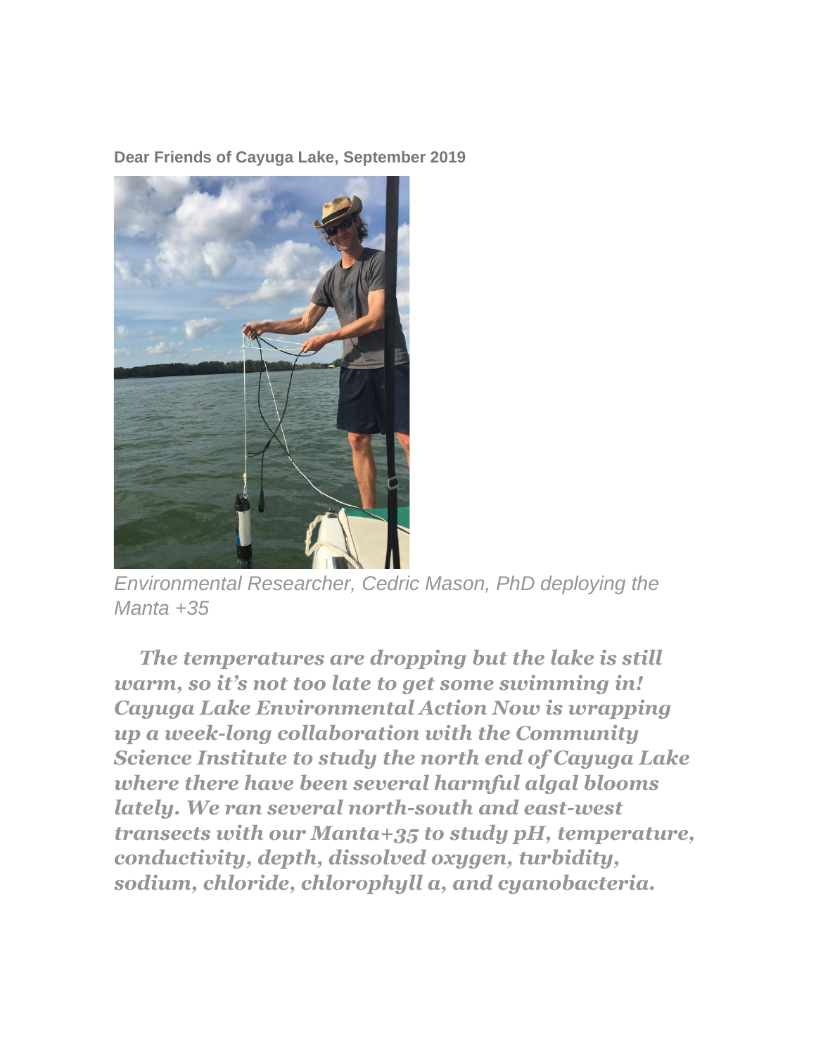**Dear Friends of Cayuga Lake, September 2019**

*Environmental Researcher, Cedric Mason, PhD deploying the Manta +35*

***The temperatures are dropping but the lake is still warm, so it's not too late to get some swimming in! Cayuga Lake Environmental Action Now is wrapping up a week-long collaboration with the Community Science Institute to study the north end of Cayuga Lake where there have been several harmful algal blooms lately. We ran several north-south and east-west transects with our Manta+35 to study pH, temperature, conductivity, depth, dissolved oxygen, turbidity, sodium, chloride, chlorophyll a, and cyanobacteria.***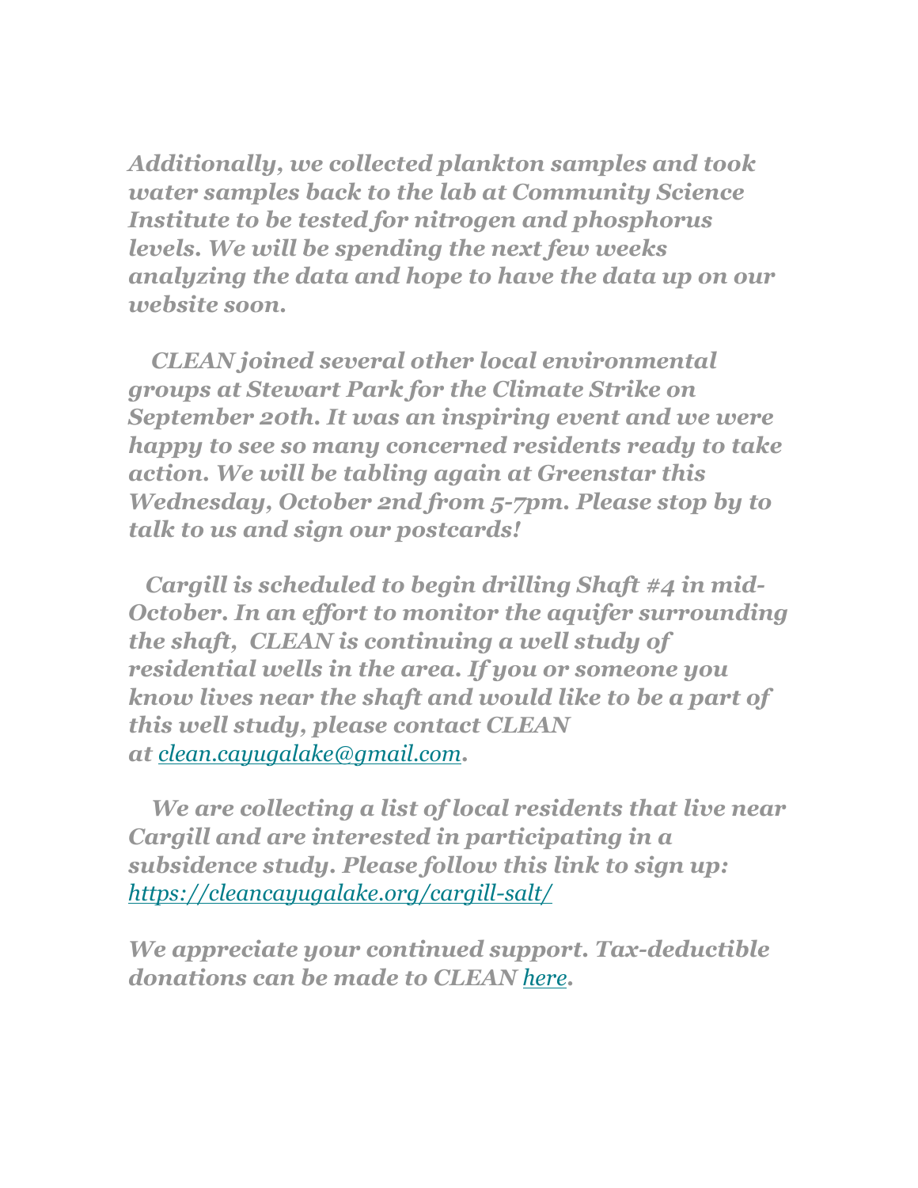*Additionally, we collected plankton samples and took water samples back to the lab at Community Science Institute to be tested for nitrogen and phosphorus levels. We will be spending the next few weeks analyzing the data and hope to have the data up on our website soon.*

*CLEAN joined several other local environmental groups at Stewart Park for the Climate Strike on September 20th. It was an inspiring event and we were happy to see so many concerned residents ready to take action. We will be tabling again at Greenstar this Wednesday, October 2nd from 5-7pm. Please stop by to talk to us and sign our postcards!*

*Cargill is scheduled to begin drilling Shaft #4 in mid-October. In an effort to monitor the aquifer surrounding the shaft, CLEAN is continuing a well study of residential wells in the area. If you or someone you know lives near the shaft and would like to be a part of this well study, please contact CLEAN at [clean.cayugalake@gmail.com](mailto:clean.cayugalake@gmail.com).*

*We are collecting a list of local residents that live near Cargill and are interested in participating in a subsidence study. Please follow this link to sign up: [https://cleancayugalake.org/cargill-salt/](https://cleancayugalake.org/cargill-salt/)*

*We appreciate your continued support. Tax-deductible donations can be made to CLEAN here.*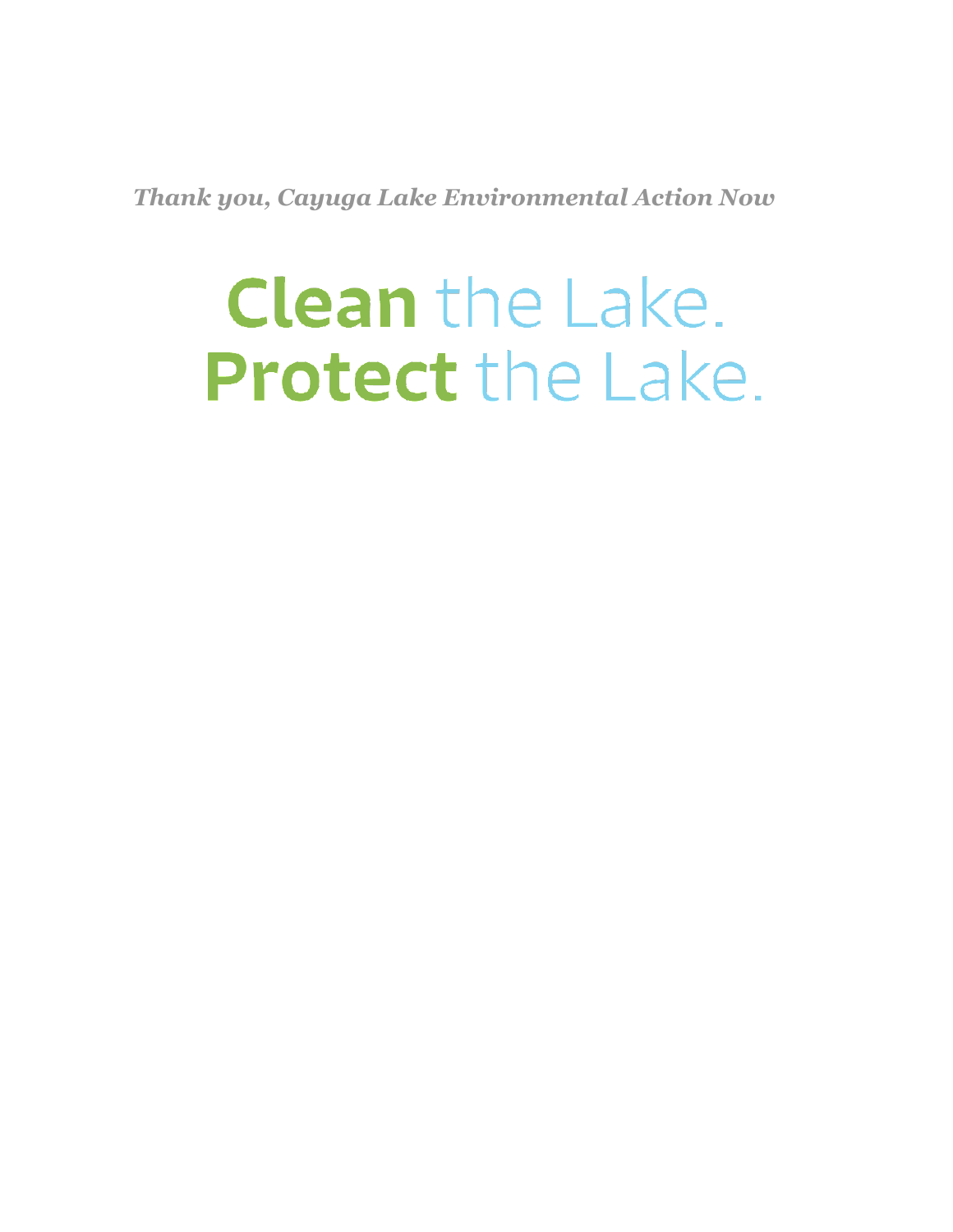*Thank you, Cayuga Lake Environmental Action Now*

# **Clean** the Lake.
# **Protect** the Lake.